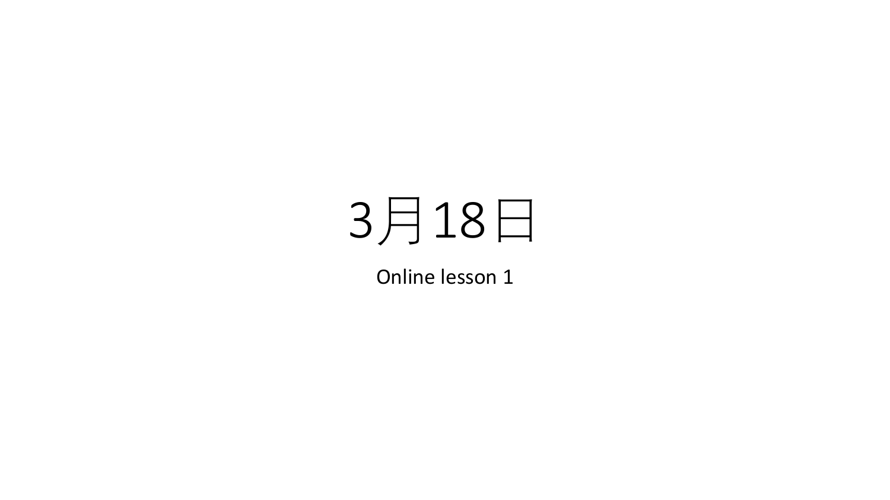# 3月18日

Online lesson 1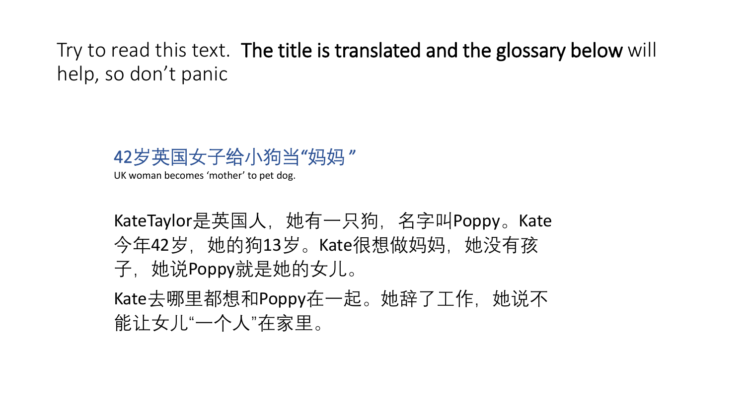Try to read this text. **The title is translated and the glossary below** will help, so don't panic

## 42岁英国女子给小狗当“妈妈 ”

UK woman becomes 'mother' to pet dog.

KateTaylor是英国人，她有一只狗，名字叫Poppy。Kate今年42岁，她的狗13岁。Kate很想做妈妈，她没有孩子，她说Poppy就是她的女儿。

Kate去哪里都想和Poppy在一起。她辞了工作，她说不能让女儿“一个人”在家里。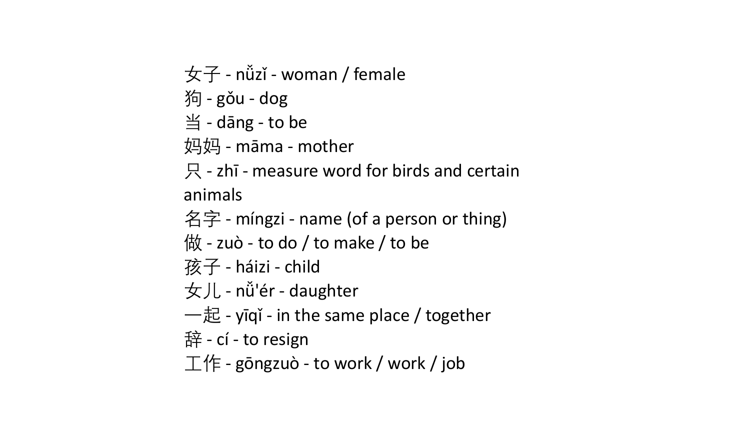女子 - nǚzǐ - woman / female
狗 - gǒu - dog
当 - dāng - to be
妈妈 - māma - mother
只 - zhī - measure word for birds and certain animals
名字 - míngzi - name (of a person or thing)
做 - zuò - to do / to make / to be
孩子 - háizi - child
女儿 - nǚ'ér - daughter
一起 - yīqǐ - in the same place / together
辞 - cí - to resign
工作 - gōngzuò - to work / work / job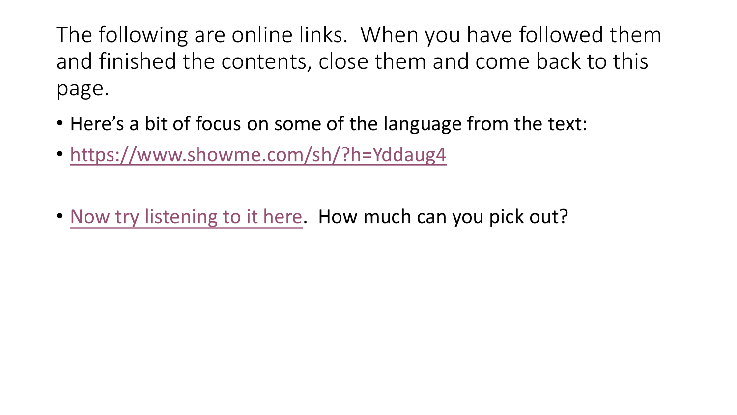The following are online links. When you have followed them and finished the contents, close them and come back to this page.

- Here's a bit of focus on some of the language from the text:
- https://www.showme.com/sh/?h=Yddaug4
- Now try listening to it here. How much can you pick out?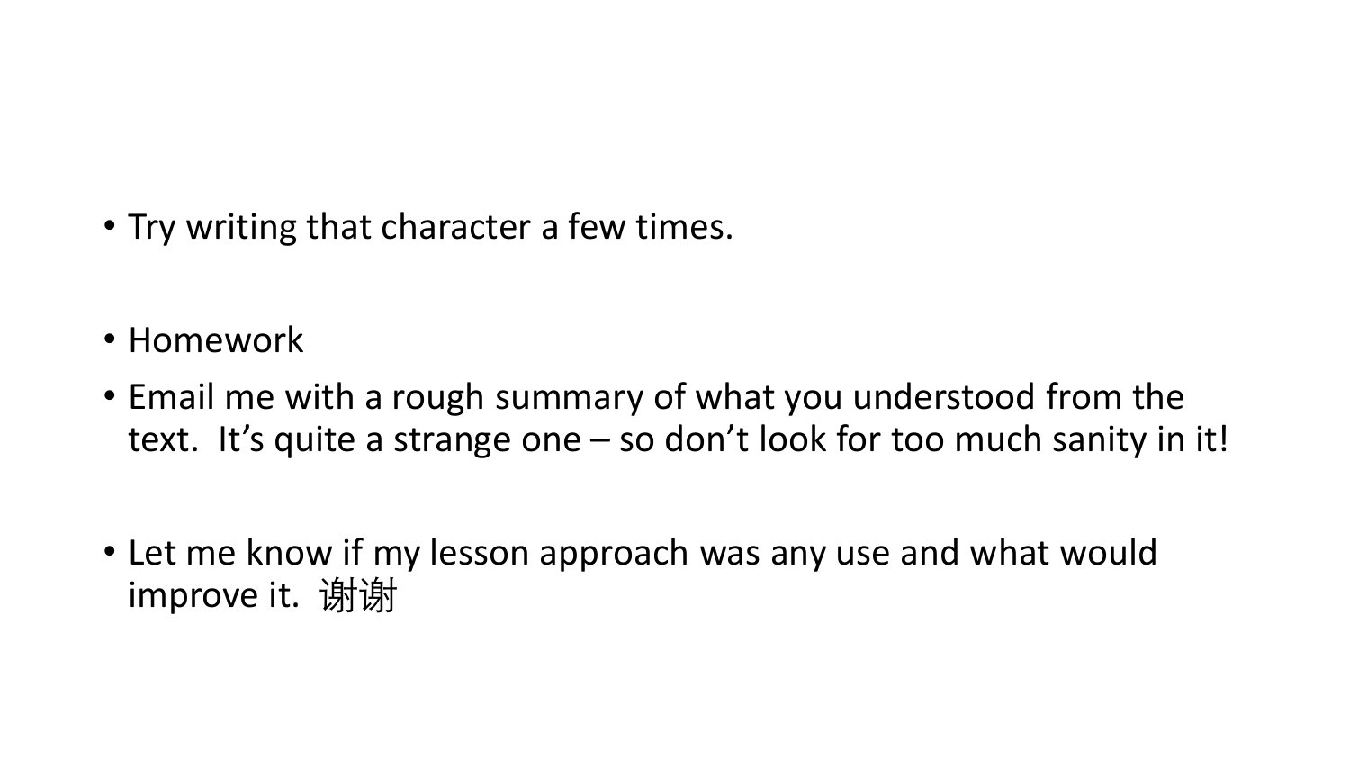- Try writing that character a few times.

- Homework
- Email me with a rough summary of what you understood from the text.  It's quite a strange one – so don't look for too much sanity in it!

- Let me know if my lesson approach was any use and what would improve it.  谢谢